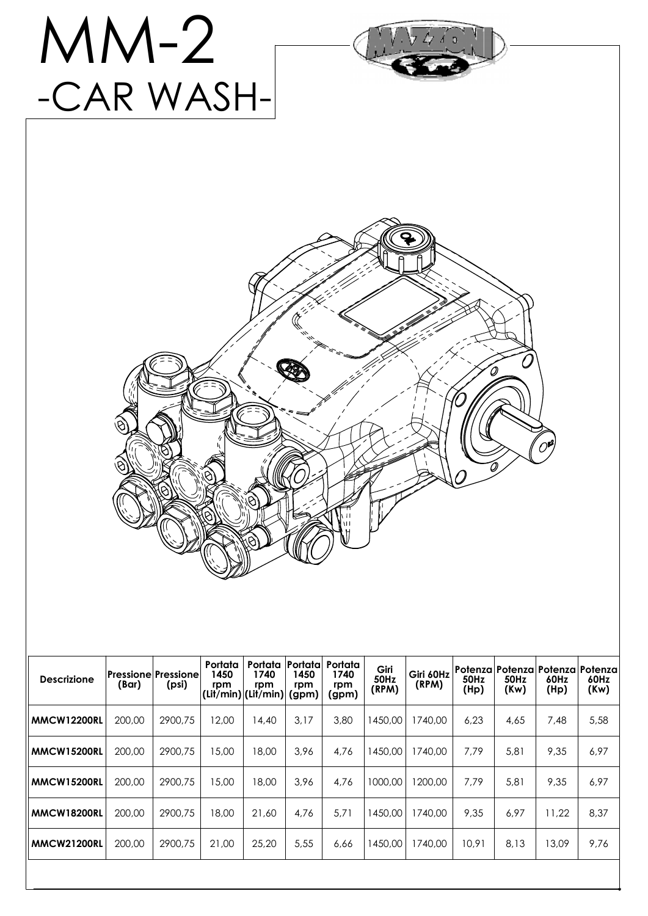# MM-2
## -CAR WASH-

MAZZONI

| Descrizione | Pressione (Bar) | Pressione (psi) | Portata 1450 rpm (Lit/min) | Portata 1740 rpm (Lit/min) | Portata 1450 rpm (gpm) | Portata 1740 rpm (gpm) | Giri 50Hz (RPM) | Giri 60Hz (RPM) | Potenza 50Hz (Hp) | Potenza 50Hz (Kw) | Potenza 60Hz (Hp) | Potenza 60Hz (Kw) |
|---|---|---|---|---|---|---|---|---|---|---|---|---|
| **MMCW12200RL** | 200,00 | 2900,75 | 12,00 | 14,40 | 3,17 | 3,80 | 1450,00 | 1740,00 | 6,23 | 4,65 | 7,48 | 5,58 |
| **MMCW15200RL** | 200,00 | 2900,75 | 15,00 | 18,00 | 3,96 | 4,76 | 1450,00 | 1740,00 | 7,79 | 5,81 | 9,35 | 6,97 |
| **MMCW15200RL** | 200,00 | 2900,75 | 15,00 | 18,00 | 3,96 | 4,76 | 1000,00 | 1200,00 | 7,79 | 5,81 | 9,35 | 6,97 |
| **MMCW18200RL** | 200,00 | 2900,75 | 18,00 | 21,60 | 4,76 | 5,71 | 1450,00 | 1740,00 | 9,35 | 6,97 | 11,22 | 8,37 |
| **MMCW21200RL** | 200,00 | 2900,75 | 21,00 | 25,20 | 5,55 | 6,66 | 1450,00 | 1740,00 | 10,91 | 8,13 | 13,09 | 9,76 |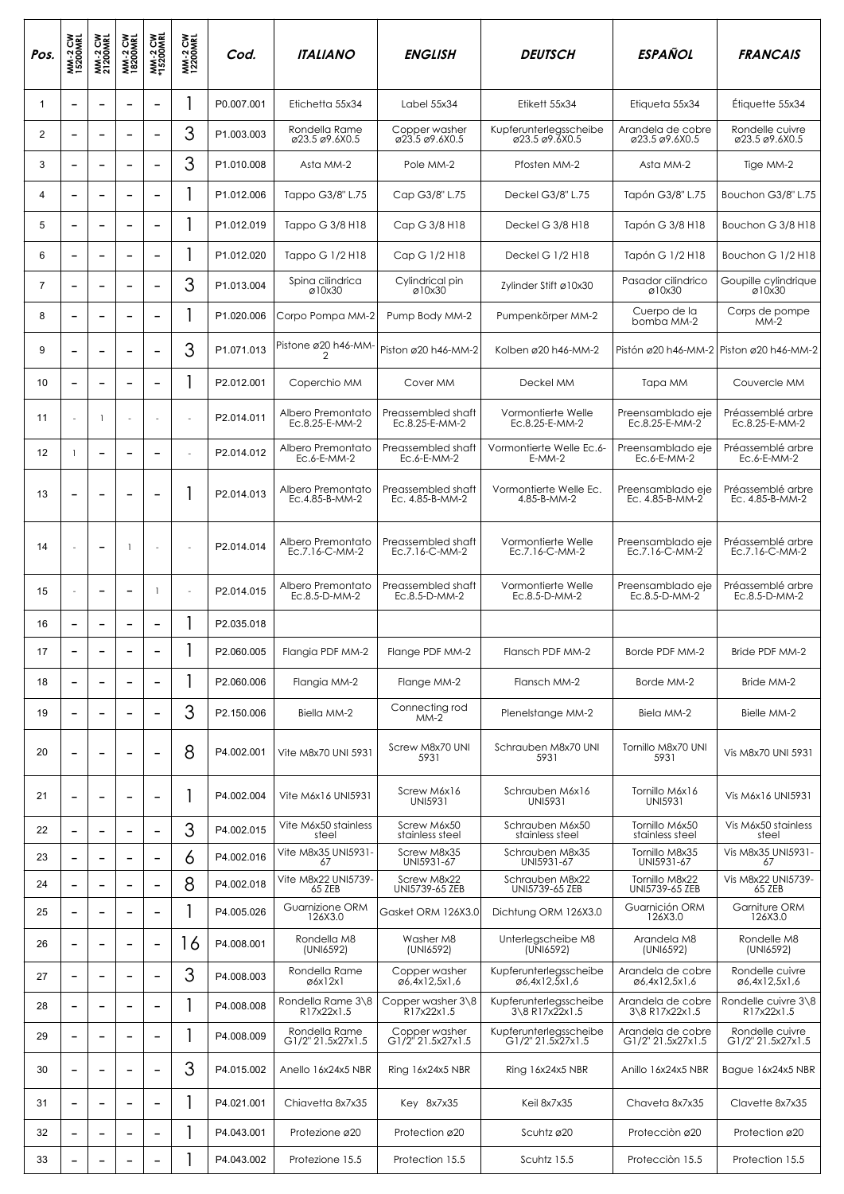| Pos. | MM-2 CW 15200MRL | MM-2 CW 21200MRL | MM-2 CW 18200MRL | MM-2 CW *15200MRL | MM-2 CW 12200MRL | Cod. | *ITALIANO* | *ENGLISH* | *DEUTSCH* | *ESPAÑOL* | *FRANCAIS* |
|---|---|---|---|---|---|---|---|---|---|---|---|
| 1 | – | – | – | – | 1 | P0.007.001 | Etichetta 55x34 | Label 55x34 | Etikett 55x34 | Etiqueta 55x34 | Étiquette 55x34 |
| 2 | – | – | – | – | 3 | P1.003.003 | Rondella Rame ø23.5 ø9.6X0.5 | Copper washer ø23.5 ø9.6X0.5 | Kupferunterlegsscheibe ø23.5 ø9.6X0.5 | Arandela de cobre ø23.5 ø9.6X0.5 | Rondelle cuivre ø23.5 ø9.6X0.5 |
| 3 | – | – | – | – | 3 | P1.010.008 | Asta MM-2 | Pole MM-2 | Pfosten MM-2 | Asta MM-2 | Tige MM-2 |
| 4 | – | – | – | – | 1 | P1.012.006 | Tappo G3/8" L.75 | Cap G3/8" L.75 | Deckel G3/8" L.75 | Tapón G3/8" L.75 | Bouchon G3/8" L.75 |
| 5 | – | – | – | – | 1 | P1.012.019 | Tappo G 3/8 H18 | Cap G 3/8 H18 | Deckel G 3/8 H18 | Tapón G 3/8 H18 | Bouchon G 3/8 H18 |
| 6 | – | – | – | – | 1 | P1.012.020 | Tappo G 1/2 H18 | Cap G 1/2 H18 | Deckel G 1/2 H18 | Tapón G 1/2 H18 | Bouchon G 1/2 H18 |
| 7 | – | – | – | – | 3 | P1.013.004 | Spina cilindrica ø10x30 | Cylindrical pin ø10x30 | Zylinder Stift ø10x30 | Pasador cilíndrico ø10x30 | Goupille cylindrique ø10x30 |
| 8 | – | – | – | – | 1 | P1.020.006 | Corpo Pompa MM-2 | Pump Body MM-2 | Pumpenkörper MM-2 | Cuerpo de la bomba MM-2 | Corps de pompe MM-2 |
| 9 | – | – | – | – | 3 | P1.071.013 | Pistone ø20 h46-MM-2 | Piston ø20 h46-MM-2 | Kolben ø20 h46-MM-2 | Pistón ø20 h46-MM-2 | Piston ø20 h46-MM-2 |
| 10 | – | – | – | – | 1 | P2.012.001 | Coperchio MM | Cover MM | Deckel MM | Tapa MM | Couvercle MM |
| 11 | - | 1 | - | - | - | P2.014.011 | Albero Premontato Ec.8.25-E-MM-2 | Preassembled shaft Ec.8.25-E-MM-2 | Vormontierte Welle Ec.8.25-E-MM-2 | Preensamblado eje Ec.8.25-E-MM-2 | Préassemblé arbre Ec.8.25-E-MM-2 |
| 12 | 1 | – | – | – | - | P2.014.012 | Albero Premontato Ec.6-E-MM-2 | Preassembled shaft Ec.6-E-MM-2 | Vormontierte Welle Ec.6-E-MM-2 | Preensamblado eje Ec.6-E-MM-2 | Préassemblé arbre Ec.6-E-MM-2 |
| 13 | – | – | – | – | 1 | P2.014.013 | Albero Premontato Ec.4.85-B-MM-2 | Preassembled shaft Ec. 4.85-B-MM-2 | Vormontierte Welle Ec. 4.85-B-MM-2 | Preensamblado eje Ec. 4.85-B-MM-2 | Préassemblé arbre Ec. 4.85-B-MM-2 |
| 14 | - | – | 1 | - | - | P2.014.014 | Albero Premontato Ec.7.16-C-MM-2 | Preassembled shaft Ec.7.16-C-MM-2 | Vormontierte Welle Ec.7.16-C-MM-2 | Preensamblado eje Ec.7.16-C-MM-2 | Préassemblé arbre Ec.7.16-C-MM-2 |
| 15 | - | – | – | 1 | - | P2.014.015 | Albero Premontato Ec.8.5-D-MM-2 | Preassembled shaft Ec.8.5-D-MM-2 | Vormontierte Welle Ec.8.5-D-MM-2 | Preensamblado eje Ec.8.5-D-MM-2 | Préassemblé arbre Ec.8.5-D-MM-2 |
| 16 | – | – | – | – | 1 | P2.035.018 | | | | | |
| 17 | – | – | – | – | 1 | P2.060.005 | Flangia PDF MM-2 | Flange PDF MM-2 | Flansch PDF MM-2 | Borde PDF MM-2 | Bride PDF MM-2 |
| 18 | – | – | – | – | 1 | P2.060.006 | Flangia MM-2 | Flange MM-2 | Flansch MM-2 | Borde MM-2 | Bride MM-2 |
| 19 | – | – | – | – | 3 | P2.150.006 | Biella MM-2 | Connecting rod MM-2 | Plenelstange MM-2 | Biela MM-2 | Bielle MM-2 |
| 20 | – | – | – | – | 8 | P4.002.001 | Vite M8x70 UNI 5931 | Screw M8x70 UNI 5931 | Schrauben M8x70 UNI 5931 | Tornillo M8x70 UNI 5931 | Vis M8x70 UNI 5931 |
| 21 | – | – | – | – | 1 | P4.002.004 | Vite M6x16 UNI5931 | Screw M6x16 UNI5931 | Schrauben M6x16 UNI5931 | Tornillo M6x16 UNI5931 | Vis M6x16 UNI5931 |
| 22 | – | – | – | – | 3 | P4.002.015 | Vite M6x50 stainless steel | Screw M6x50 stainless steel | Schrauben M6x50 stainless steel | Tornillo M6x50 stainless steel | Vis M6x50 stainless steel |
| 23 | – | – | – | – | 6 | P4.002.016 | Vite M8x35 UNI5931-67 | Screw M8x35 UNI5931-67 | Schrauben M8x35 UNI5931-67 | Tornillo M8x35 UNI5931-67 | Vis M8x35 UNI5931-67 |
| 24 | – | – | – | – | 8 | P4.002.018 | Vite M8x22 UNI5739-65 ZEB | Screw M8x22 UNI5739-65 ZEB | Schrauben M8x22 UNI5739-65 ZEB | Tornillo M8x22 UNI5739-65 ZEB | Vis M8x22 UNI5739-65 ZEB |
| 25 | – | – | – | – | 1 | P4.005.026 | Guarnizione ORM 126X3.0 | Gasket ORM 126X3.0 | Dichtung ORM 126X3.0 | Guarnición ORM 126X3.0 | Garniture ORM 126X3.0 |
| 26 | – | – | – | – | 16 | P4.008.001 | Rondella M8 (UNI6592) | Washer M8 (UNI6592) | Unterlegscheibe M8 (UNI6592) | Arandela M8 (UNI6592) | Rondelle M8 (UNI6592) |
| 27 | – | – | – | – | 3 | P4.008.003 | Rondella Rame ø6x12x1 | Copper washer ø6,4x12,5x1,6 | Kupferunterlegsscheibe ø6,4x12,5x1,6 | Arandela de cobre ø6,4x12,5x1,6 | Rondelle cuivre ø6,4x12,5x1,6 |
| 28 | – | – | – | – | 1 | P4.008.008 | Rondella Rame 3\8 R17x22x1.5 | Copper washer 3\8 R17x22x1.5 | Kupferunterlegsscheibe 3\8 R17x22x1.5 | Arandela de cobre 3\8 R17x22x1.5 | Rondelle cuivre 3\8 R17x22x1.5 |
| 29 | – | – | – | – | 1 | P4.008.009 | Rondella Rame G1/2" 21.5x27x1.5 | Copper washer G1/2" 21.5x27x1.5 | Kupferunterlegsscheibe G1/2" 21.5x27x1.5 | Arandela de cobre G1/2" 21.5x27x1.5 | Rondelle cuivre G1/2" 21.5x27x1.5 |
| 30 | – | – | – | – | 3 | P4.015.002 | Anello 16x24x5 NBR | Ring 16x24x5 NBR | Ring 16x24x5 NBR | Anillo 16x24x5 NBR | Bague 16x24x5 NBR |
| 31 | – | – | – | – | 1 | P4.021.001 | Chiavetta 8x7x35 | Key 8x7x35 | Keil 8x7x35 | Chaveta 8x7x35 | Clavette 8x7x35 |
| 32 | – | – | – | – | 1 | P4.043.001 | Protezione ø20 | Protection ø20 | Scuhtz ø20 | Protecciòn ø20 | Protection ø20 |
| 33 | – | – | – | – | 1 | P4.043.002 | Protezione 15.5 | Protection 15.5 | Scuhtz 15.5 | Protecciòn 15.5 | Protection 15.5 |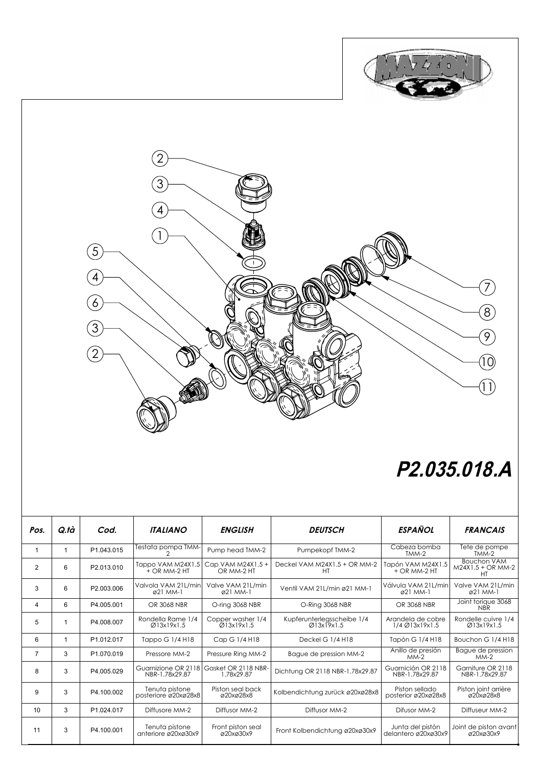**P2.035.018.A**

| Pos. | Q.tà | Cod. | ITALIANO | ENGLISH | DEUTSCH | ESPAÑOL | FRANCAIS |
|---|---|---|---|---|---|---|---|
| 1 | 1 | P1.043.015 | Testata pompa TMM-2 | Pump head TMM-2 | Pumpekopf TMM-2 | Cabeza bomba TMM-2 | Tete de pompe TMM-2 |
| 2 | 6 | P2.013.010 | Tappo VAM M24X1.5 + OR MM-2 HT | Cap VAM M24X1.5 + OR MM-2 HT | Deckel VAM M24X1.5 + OR MM-2 HT | Tapón VAM M24X1.5 + OR MM-2 HT | Bouchon VAM M24X1.5 + OR MM-2 HT |
| 3 | 6 | P2.003.006 | Valvola VAM 21L/min ø21 MM-1 | Valve VAM 21L/min ø21 MM-1 | Ventil VAM 21L/min ø21 MM-1 | Válvula VAM 21L/min ø21 MM-1 | Valve VAM 21L/min ø21 MM-1 |
| 4 | 6 | P4.005.001 | OR 3068 NBR | O-ring 3068 NBR | O-Ring 3068 NBR | OR 3068 NBR | Joint torique 3068 NBR |
| 5 | 1 | P4.008.007 | Rondella Rame 1/4 Ø13x19x1.5 | Copper washer 1/4 Ø13x19x1.5 | Kupferunterlegsscheibe 1/4 Ø13x19x1.5 | Arandela de cobre 1/4 Ø13x19x1.5 | Rondelle cuivre 1/4 Ø13x19x1.5 |
| 6 | 1 | P1.012.017 | Tappo G 1/4 H18 | Cap G 1/4 H18 | Deckel G 1/4 H18 | Tapón G 1/4 H18 | Bouchon G 1/4 H18 |
| 7 | 3 | P1.070.019 | Pressore MM-2 | Pressure Ring MM-2 | Bague de pression MM-2 | Anillo de presión MM-2 | Bague de pression MM-2 |
| 8 | 3 | P4.005.029 | Guarnizione OR 2118 NBR-1.78x29.87 | Gasket OR 2118 NBR-1.78x29.87 | Dichtung OR 2118 NBR-1.78x29.87 | Guarnición OR 2118 NBR-1.78x29.87 | Garniture OR 2118 NBR-1.78x29.87 |
| 9 | 3 | P4.100.002 | Tenuta pistone posteriore ø20xø28x8 | Piston seal back ø20xø28x8 | Kolbendichtung zurück ø20xø28x8 | Piston sellado posterior ø20xø28x8 | Piston joint arrière ø20xø28x8 |
| 10 | 3 | P1.024.017 | Diffusore MM-2 | Diffusor MM-2 | Diffusor MM-2 | Difusor MM-2 | Diffuseur MM-2 |
| 11 | 3 | P4.100.001 | Tenuta pistone anteriore ø20xø30x9 | Front piston seal ø20xø30x9 | Front Kolbendichtung ø20xø30x9 | Junta del pistón delantero ø20xø30x9 | Joint de piston avant ø20xø30x9 |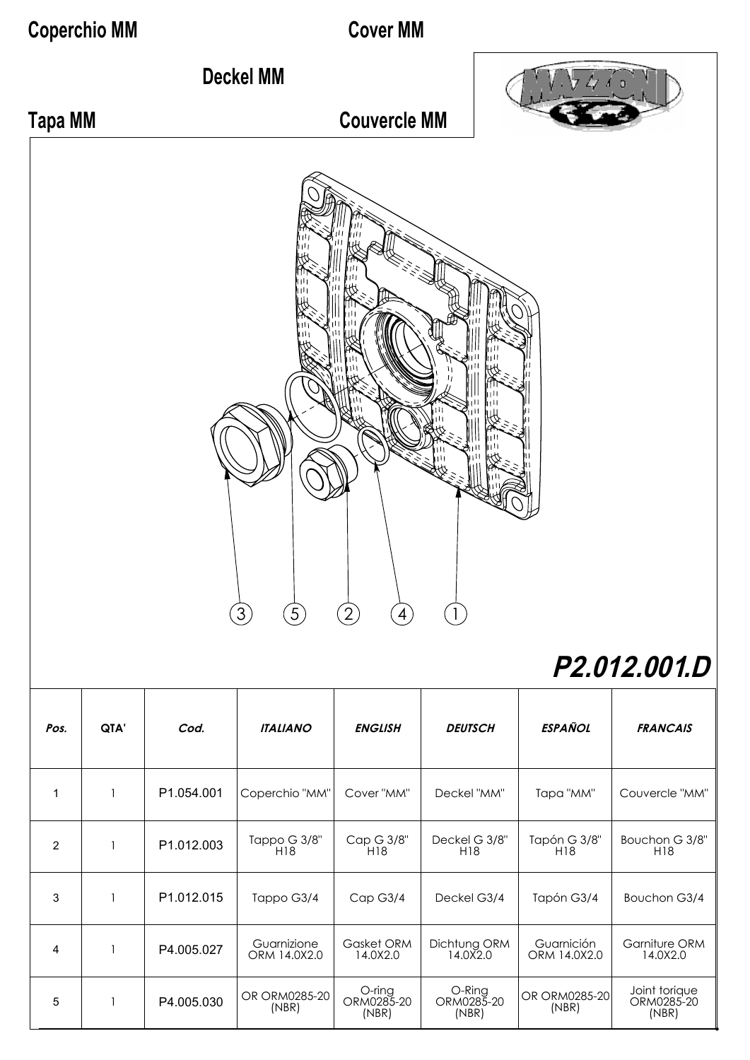# Coperchio MM

# Cover MM

# Deckel MM

# Tapa MM

# Couvercle MM

MAZZONI

3 5 2 4 1

## P2.012.001.D

| *Pos.* | *QTA'* | *Cod.* | *ITALIANO* | *ENGLISH* | *DEUTSCH* | *ESPAÑOL* | *FRANCAIS* |
|---|---|---|---|---|---|---|---|
| 1 | 1 | P1.054.001 | Coperchio "MM" | Cover "MM" | Deckel "MM" | Tapa "MM" | Couvercle "MM" |
| 2 | 1 | P1.012.003 | Tappo G 3/8" H18 | Cap G 3/8" H18 | Deckel G 3/8" H18 | Tapón G 3/8" H18 | Bouchon G 3/8" H18 |
| 3 | 1 | P1.012.015 | Tappo G3/4 | Cap G3/4 | Deckel G3/4 | Tapón G3/4 | Bouchon G3/4 |
| 4 | 1 | P4.005.027 | Guarnizione ORM 14.0X2.0 | Gasket ORM 14.0X2.0 | Dichtung ORM 14.0X2.0 | Guarnición ORM 14.0X2.0 | Garniture ORM 14.0X2.0 |
| 5 | 1 | P4.005.030 | OR ORM0285-20 (NBR) | O-ring ORM0285-20 (NBR) | O-Ring ORM0285-20 (NBR) | OR ORM0285-20 (NBR) | Joint torique ORM0285-20 (NBR) |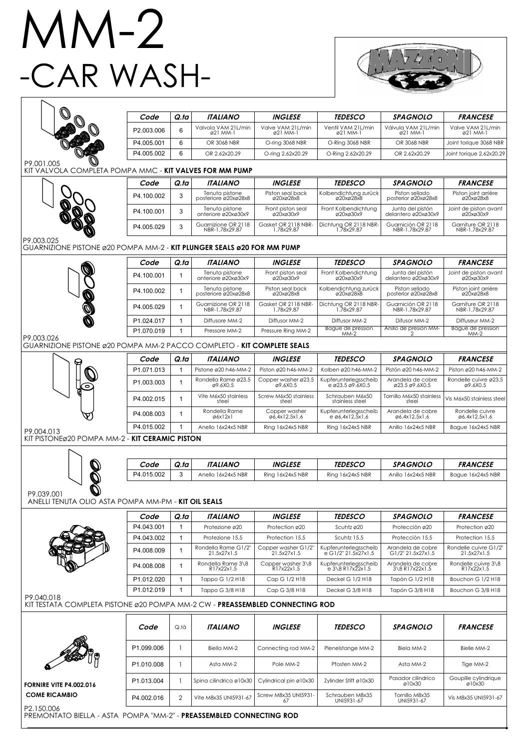# MM-2
# -CAR WASH-

| Code | Q.ta | ITALIANO | INGLESE | TEDESCO | SPAGNOLO | FRANCESE |
|---|---|---|---|---|---|---|
| P2.003.006 | 6 | Valvola VAM 21L/min ø21 MM-1 | Valve VAM 21L/min ø21 MM-1 | Ventil VAM 21L/min ø21 MM-1 | Válvula VAM 21L/min ø21 MM-1 | Valve VAM 21L/min ø21 MM-1 |
| P4.005.001 | 6 | OR 3068 NBR | O-ring 3068 NBR | O-Ring 3068 NBR | OR 3068 NBR | Joint torique 3068 NBR |
| P4.005.002 | 6 | OR 2.62x20.29 | O-ring 2.62x20.29 | O-Ring 2.62x20.29 | OR 2.62x20.29 | Joint torique 2.62x20.29 |

P9.001.005
KIT VALVOLA COMPLETA POMPA MMC - **KIT VALVES FOR MM PUMP**

| Code | Q.ta | ITALIANO | INGLESE | TEDESCO | SPAGNOLO | FRANCESE |
|---|---|---|---|---|---|---|
| P4.100.002 | 3 | Tenuta pistone posteriore ø20xø28x8 | Piston seal back ø20xø28x8 | Kolbendichtung zurück ø20xø28x8 | Piston sellado posterior ø20xø28x8 | Piston joint arrière ø20xø28x8 |
| P4.100.001 | 3 | Tenuta pistone anteriore ø20xø30x9 | Front piston seal ø20xø30x9 | Front Kolbendichtung ø20xø30x9 | Junta del pistón delantero ø20xø30x9 | Joint de piston avant ø20xø30x9 |
| P4.005.029 | 3 | Guarnizione OR 2118 NBR-1.78x29.87 | Gasket OR 2118 NBR-1.78x29.87 | Dichtung OR 2118 NBR-1.78x29.87 | Guarnición OR 2118 NBR-1.78x29.87 | Garniture OR 2118 NBR-1.78x29.87 |

P9.003.025
GUARNIZIONE PISTONE ø20 POMPA MM-2 - **KIT PLUNGER SEALS ø20 FOR MM PUMP**

| Code | Q.ta | ITALIANO | INGLESE | TEDESCO | SPAGNOLO | FRANCESE |
|---|---|---|---|---|---|---|
| P4.100.001 | 1 | Tenuta pistone anteriore ø20xø30x9 | Front piston seal ø20xø30x9 | Front Kolbendichtung ø20xø30x9 | Junta del pistón delantero ø20xø30x9 | Joint de piston avant ø20xø30x9 |
| P4.100.002 | 1 | Tenuta pistone posteriore ø20xø28x8 | Piston seal back ø20xø28x8 | Kolbendichtung zurück ø20xø28x8 | Piston sellado posterior ø20xø28x8 | Piston joint arrière ø20xø28x8 |
| P4.005.029 | 1 | Guarnizione OR 2118 NBR-1.78x29.87 | Gasket OR 2118 NBR-1.78x29.87 | Dichtung OR 2118 NBR-1.78x29.87 | Guarnición OR 2118 NBR-1.78x29.87 | Garniture OR 2118 NBR-1.78x29.87 |
| P1.024.017 | 1 | Diffusore MM-2 | Diffusor MM-2 | Diffusor MM-2 | Difusor MM-2 | Diffuseur MM-2 |
| P1.070.019 | 1 | Pressore MM-2 | Pressure Ring MM-2 | Bague de pression MM-2 | Anillo de presión MM-2 | Bague de pression MM-2 |

P9.003.026
GUARNIZIONE PISTONE ø20 POMPA MM-2 PACCO COMPLETO - **KIT COMPLETE SEALS**

| Code | Q.ta | ITALIANO | INGLESE | TEDESCO | SPAGNOLO | FRANCESE |
|---|---|---|---|---|---|---|
| P1.071.013 | 1 | Pistone ø20 h46-MM-2 | Piston ø20 h46-MM-2 | Kolben ø20 h46-MM-2 | Pistón ø20 h46-MM-2 | Piston ø20 h46-MM-2 |
| P1.003.003 | 1 | Rondella Rame ø23.5 ø9.6X0.5 | Copper washer ø23.5 ø9.6X0.5 | Kupferunterlegsscheib e ø23.5 ø9.6X0.5 | Arandela de cobre ø23.5 ø9.6X0.5 | Rondelle cuivre ø23.5 ø9.6X0.5 |
| P4.002.015 | 1 | Vite M6x50 stainless steel | Screw M6x50 stainless steel | Schrauben M6x50 stainless steel | Tornillo M6x50 stainless steel | Vis M6x50 stainless steel |
| P4.008.003 | 1 | Rondella Rame ø6x12x1 | Copper washer ø6,4x12,5x1,6 | Kupferunterlegsscheib e ø6,4x12,5x1,6 | Arandela de cobre ø6,4x12,5x1,6 | Rondelle cuivre ø6,4x12,5x1,6 |
| P4.015.002 | 1 | Anello 16x24x5 NBR | Ring 16x24x5 NBR | Ring 16x24x5 NBR | Anillo 16x24x5 NBR | Bague 16x24x5 NBR |

P9.004.013
KIT PISTONEø20 POMPA MM-2 - **KIT CERAMIC PISTON**

| Code | Q.ta | ITALIANO | INGLESE | TEDESCO | SPAGNOLO | FRANCESE |
|---|---|---|---|---|---|---|
| P4.015.002 | 3 | Anello 16x24x5 NBR | Ring 16x24x5 NBR | Ring 16x24x5 NBR | Anillo 16x24x5 NBR | Bague 16x24x5 NBR |

P9.039.001
ANELLI TENUTA OLIO ASTA POMPA MM-PM - **KIT OIL SEALS**

| Code | Q.ta | ITALIANO | INGLESE | TEDESCO | SPAGNOLO | FRANCESE |
|---|---|---|---|---|---|---|
| P4.043.001 | 1 | Protezione ø20 | Protection ø20 | Scuhtz ø20 | Protecciòn ø20 | Protection ø20 |
| P4.043.002 | 1 | Protezione 15.5 | Protection 15.5 | Scuhtz 15.5 | Protecciòn 15.5 | Protection 15.5 |
| P4.008.009 | 1 | Rondella Rame G1/2" 21.5x27x1.5 | Copper washer G1/2" 21.5x27x1.5 | Kupferunterlegsscheib e G1/2" 21.5x27x1.5 | Arandela de cobre G1/2" 21.5x27x1.5 | Rondelle cuivre G1/2" 21.5x27x1.5 |
| P4.008.008 | 1 | Rondella Rame 3\8 R17x22x1.5 | Copper washer 3\8 R17x22x1.5 | Kupferunterlegsscheib e 3\8 R17x22x1.5 | Arandela de cobre 3\8 R17x22x1.5 | Rondelle cuivre 3\8 R17x22x1.5 |
| P1.012.020 | 1 | Tappo G 1/2 H18 | Cap G 1/2 H18 | Deckel G 1/2 H18 | Tapón G 1/2 H18 | Bouchon G 1/2 H18 |
| P1.012.019 | 1 | Tappo G 3/8 H18 | Cap G 3/8 H18 | Deckel G 3/8 H18 | Tapón G 3/8 H18 | Bouchon G 3/8 H18 |

P9.040.018
KIT TESTATA COMPLETA PISTONE ø20 POMPA MM-2 CW - **PREASSEMBLED CONNECTING ROD**

| Code | Q.tà | ITALIANO | INGLESE | TEDESCO | SPAGNOLO | FRANCESE |
|---|---|---|---|---|---|---|
| P1.099.006 | 1 | Biella MM-2 | Connecting rod MM-2 | Plenelstange MM-2 | Biela MM-2 | Bielle MM-2 |
| P1.010.008 | 1 | Asta MM-2 | Pole MM-2 | Pfosten MM-2 | Asta MM-2 | Tige MM-2 |
| P1.013.004 | 1 | Spina cilindrica ø10x30 | Cylindrical pin ø10x30 | Zylinder Stift ø10x30 | Pasador cilindrico ø10x30 | Goupille cylindrique ø10x30 |
| P4.002.016 | 2 | Vite M8x35 UNI5931-67 | Screw M8x35 UNI5931-67 | Schrauben M8x35 UNI5931-67 | Tornillo M8x35 UNI5931-67 | Vis M8x35 UNI5931-67 |

**FORNIRE VITE P4.002.016 COME RICAMBIO**

P2.150.006
PREMONTATO BIELLA - ASTA POMPA "MM-2" - **PREASSEMBLED CONNECTING ROD**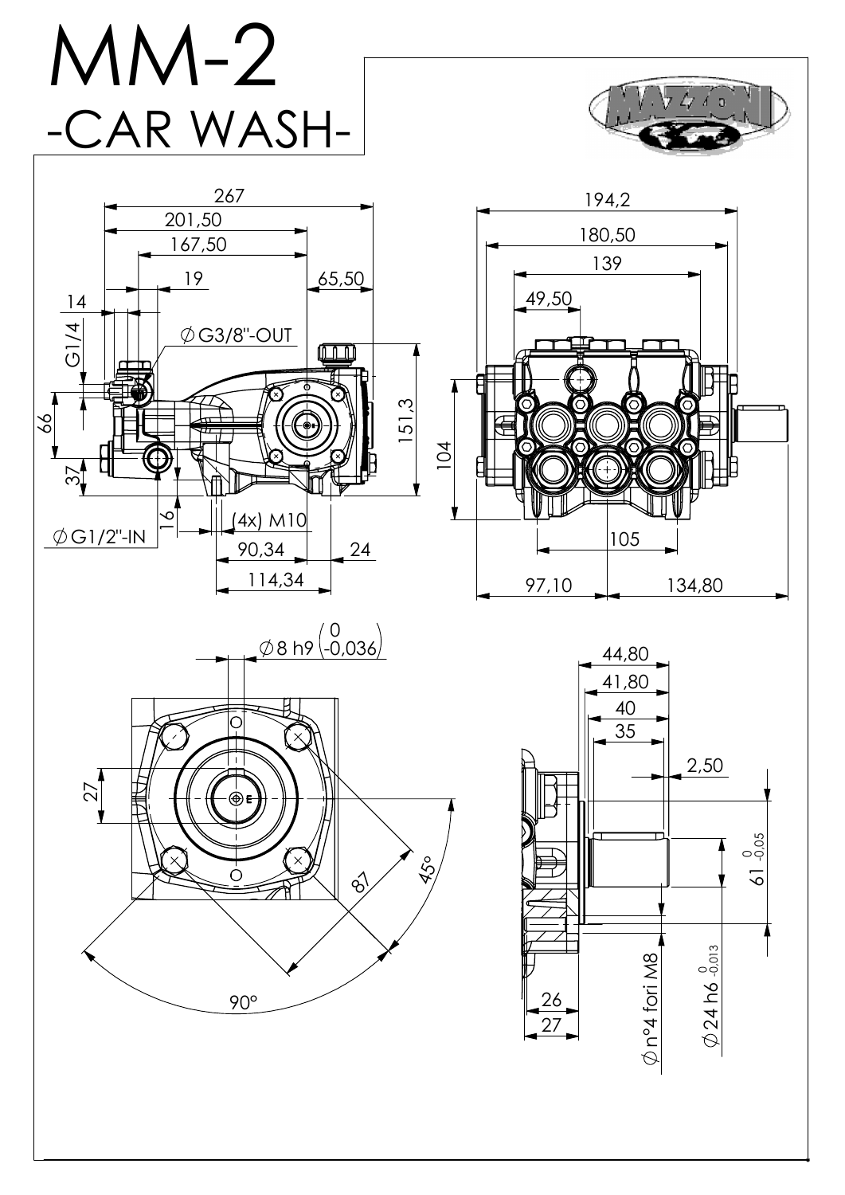# MM-2
## -CAR WASH-

MAZZONI

267
201,50
167,50
19
65,50
14
G1/4
∅ G3/8"-OUT
66
37
151,3
16
(4x) M10
∅ G1/2"-IN
90,34
24
114,34

194,2
180,50
139
49,50
104
105
97,10
134,80

∅ 8 h9 (0 / -0,036)
27
87
45°
90°

44,80
41,80
40
35
2,50
61 (0 / -0,05)
∅ n°4 fori M8
∅ 24 h6 (0 / -0,013)
26
27